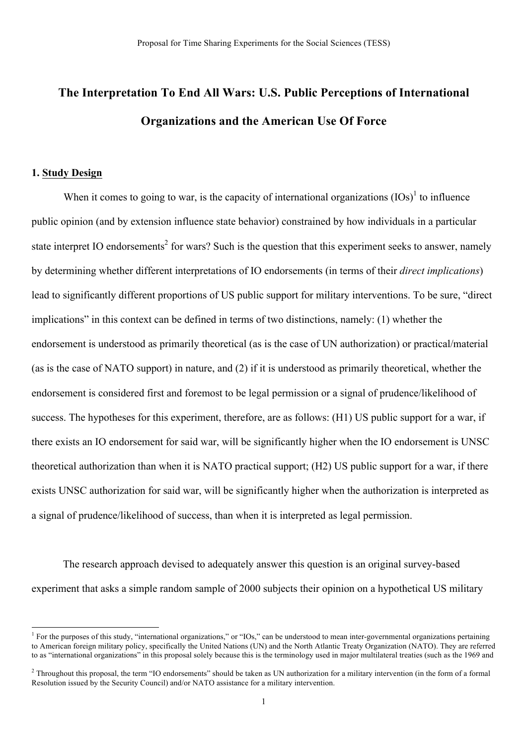Proposal for Time Sharing Experiments for the Social Sciences (TESS)

# The Interpretation To End All Wars: U.S. Public Perceptions of International Organizations and the American Use Of Force

## 1. Study Design

When it comes to going to war, is the capacity of international organizations (IOs)[1] to influence public opinion (and by extension influence state behavior) constrained by how individuals in a particular state interpret IO endorsements[2] for wars? Such is the question that this experiment seeks to answer, namely by determining whether different interpretations of IO endorsements (in terms of their *direct implications*) lead to significantly different proportions of US public support for military interventions. To be sure, "direct implications" in this context can be defined in terms of two distinctions, namely: (1) whether the endorsement is understood as primarily theoretical (as is the case of UN authorization) or practical/material (as is the case of NATO support) in nature, and (2) if it is understood as primarily theoretical, whether the endorsement is considered first and foremost to be legal permission or a signal of prudence/likelihood of success. The hypotheses for this experiment, therefore, are as follows: (H1) US public support for a war, if there exists an IO endorsement for said war, will be significantly higher when the IO endorsement is UNSC theoretical authorization than when it is NATO practical support; (H2) US public support for a war, if there exists UNSC authorization for said war, will be significantly higher when the authorization is interpreted as a signal of prudence/likelihood of success, than when it is interpreted as legal permission.

The research approach devised to adequately answer this question is an original survey-based experiment that asks a simple random sample of 2000 subjects their opinion on a hypothetical US military

[1] For the purposes of this study, "international organizations," or "IOs," can be understood to mean inter-governmental organizations pertaining to American foreign military policy, specifically the United Nations (UN) and the North Atlantic Treaty Organization (NATO). They are referred to as "international organizations" in this proposal solely because this is the terminology used in major multilateral treaties (such as the 1969 and

[2] Throughout this proposal, the term "IO endorsements" should be taken as UN authorization for a military intervention (in the form of a formal Resolution issued by the Security Council) and/or NATO assistance for a military intervention.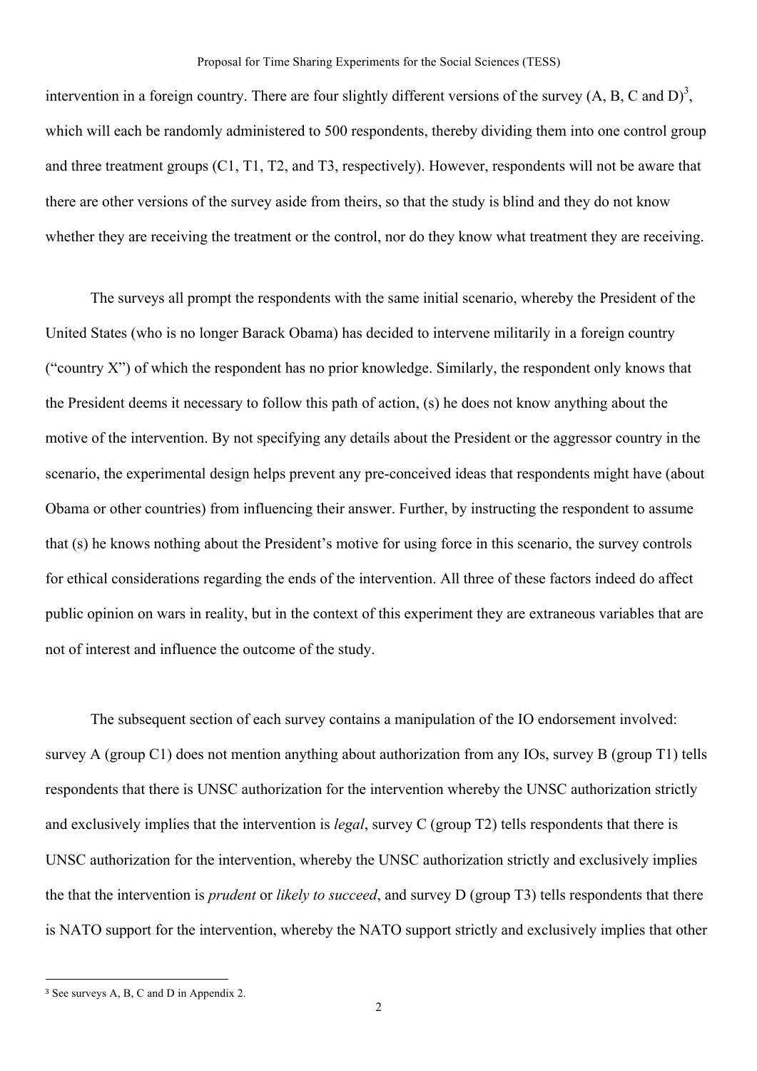intervention in a foreign country. There are four slightly different versions of the survey (A, B, C and D)[3], which will each be randomly administered to 500 respondents, thereby dividing them into one control group and three treatment groups (C1, T1, T2, and T3, respectively). However, respondents will not be aware that there are other versions of the survey aside from theirs, so that the study is blind and they do not know whether they are receiving the treatment or the control, nor do they know what treatment they are receiving.

The surveys all prompt the respondents with the same initial scenario, whereby the President of the United States (who is no longer Barack Obama) has decided to intervene militarily in a foreign country ("country X") of which the respondent has no prior knowledge. Similarly, the respondent only knows that the President deems it necessary to follow this path of action, (s) he does not know anything about the motive of the intervention. By not specifying any details about the President or the aggressor country in the scenario, the experimental design helps prevent any pre-conceived ideas that respondents might have (about Obama or other countries) from influencing their answer. Further, by instructing the respondent to assume that (s) he knows nothing about the President's motive for using force in this scenario, the survey controls for ethical considerations regarding the ends of the intervention. All three of these factors indeed do affect public opinion on wars in reality, but in the context of this experiment they are extraneous variables that are not of interest and influence the outcome of the study.

The subsequent section of each survey contains a manipulation of the IO endorsement involved: survey A (group C1) does not mention anything about authorization from any IOs, survey B (group T1) tells respondents that there is UNSC authorization for the intervention whereby the UNSC authorization strictly and exclusively implies that the intervention is *legal*, survey C (group T2) tells respondents that there is UNSC authorization for the intervention, whereby the UNSC authorization strictly and exclusively implies the that the intervention is *prudent* or *likely to succeed*, and survey D (group T3) tells respondents that there is NATO support for the intervention, whereby the NATO support strictly and exclusively implies that other

[3] See surveys A, B, C and D in Appendix 2.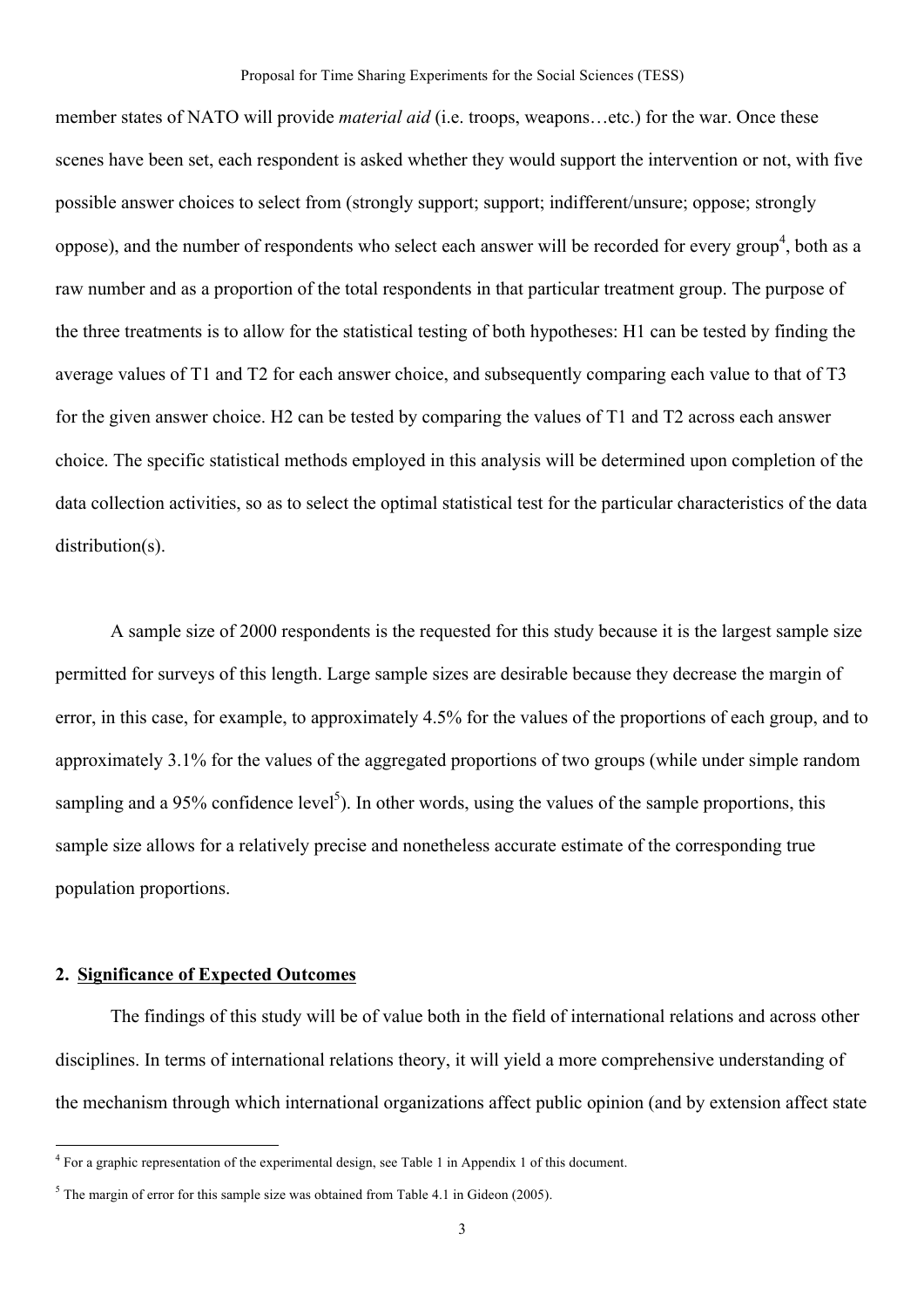member states of NATO will provide *material aid* (i.e. troops, weapons…etc.) for the war. Once these scenes have been set, each respondent is asked whether they would support the intervention or not, with five possible answer choices to select from (strongly support; support; indifferent/unsure; oppose; strongly oppose), and the number of respondents who select each answer will be recorded for every group[4], both as a raw number and as a proportion of the total respondents in that particular treatment group. The purpose of the three treatments is to allow for the statistical testing of both hypotheses: H1 can be tested by finding the average values of T1 and T2 for each answer choice, and subsequently comparing each value to that of T3 for the given answer choice. H2 can be tested by comparing the values of T1 and T2 across each answer choice. The specific statistical methods employed in this analysis will be determined upon completion of the data collection activities, so as to select the optimal statistical test for the particular characteristics of the data distribution(s).

A sample size of 2000 respondents is the requested for this study because it is the largest sample size permitted for surveys of this length. Large sample sizes are desirable because they decrease the margin of error, in this case, for example, to approximately 4.5% for the values of the proportions of each group, and to approximately 3.1% for the values of the aggregated proportions of two groups (while under simple random sampling and a 95% confidence level[5]). In other words, using the values of the sample proportions, this sample size allows for a relatively precise and nonetheless accurate estimate of the corresponding true population proportions.

## 2. Significance of Expected Outcomes

The findings of this study will be of value both in the field of international relations and across other disciplines. In terms of international relations theory, it will yield a more comprehensive understanding of the mechanism through which international organizations affect public opinion (and by extension affect state

[4] For a graphic representation of the experimental design, see Table 1 in Appendix 1 of this document.

[5] The margin of error for this sample size was obtained from Table 4.1 in Gideon (2005).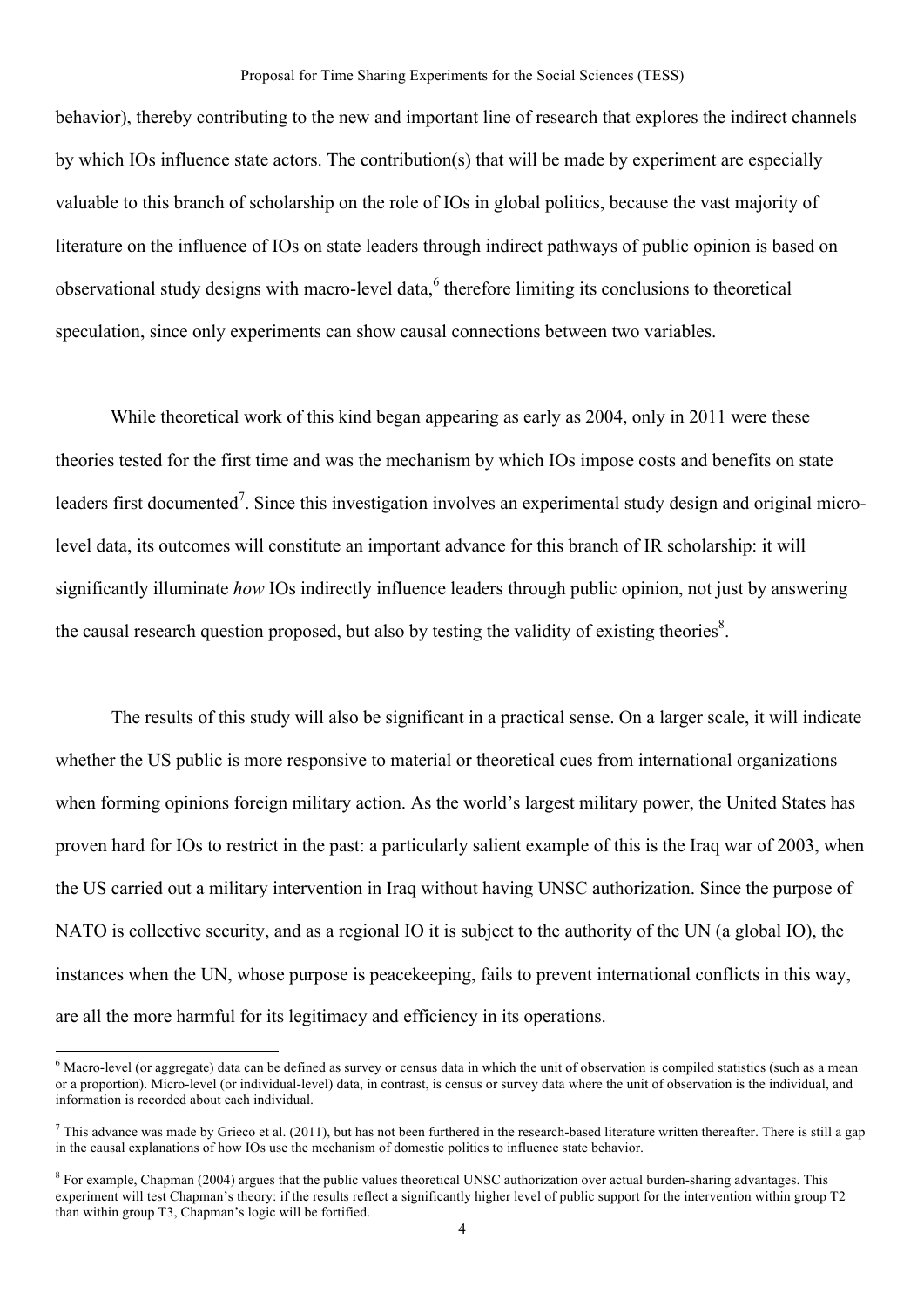behavior), thereby contributing to the new and important line of research that explores the indirect channels by which IOs influence state actors. The contribution(s) that will be made by experiment are especially valuable to this branch of scholarship on the role of IOs in global politics, because the vast majority of literature on the influence of IOs on state leaders through indirect pathways of public opinion is based on observational study designs with macro-level data,[6] therefore limiting its conclusions to theoretical speculation, since only experiments can show causal connections between two variables.

While theoretical work of this kind began appearing as early as 2004, only in 2011 were these theories tested for the first time and was the mechanism by which IOs impose costs and benefits on state leaders first documented[7]. Since this investigation involves an experimental study design and original micro-level data, its outcomes will constitute an important advance for this branch of IR scholarship: it will significantly illuminate *how* IOs indirectly influence leaders through public opinion, not just by answering the causal research question proposed, but also by testing the validity of existing theories[8].

The results of this study will also be significant in a practical sense. On a larger scale, it will indicate whether the US public is more responsive to material or theoretical cues from international organizations when forming opinions foreign military action. As the world's largest military power, the United States has proven hard for IOs to restrict in the past: a particularly salient example of this is the Iraq war of 2003, when the US carried out a military intervention in Iraq without having UNSC authorization. Since the purpose of NATO is collective security, and as a regional IO it is subject to the authority of the UN (a global IO), the instances when the UN, whose purpose is peacekeeping, fails to prevent international conflicts in this way, are all the more harmful for its legitimacy and efficiency in its operations.

---

[6] Macro-level (or aggregate) data can be defined as survey or census data in which the unit of observation is compiled statistics (such as a mean or a proportion). Micro-level (or individual-level) data, in contrast, is census or survey data where the unit of observation is the individual, and information is recorded about each individual.

[7] This advance was made by Grieco et al. (2011), but has not been furthered in the research-based literature written thereafter. There is still a gap in the causal explanations of how IOs use the mechanism of domestic politics to influence state behavior.

[8] For example, Chapman (2004) argues that the public values theoretical UNSC authorization over actual burden-sharing advantages. This experiment will test Chapman's theory: if the results reflect a significantly higher level of public support for the intervention within group T2 than within group T3, Chapman's logic will be fortified.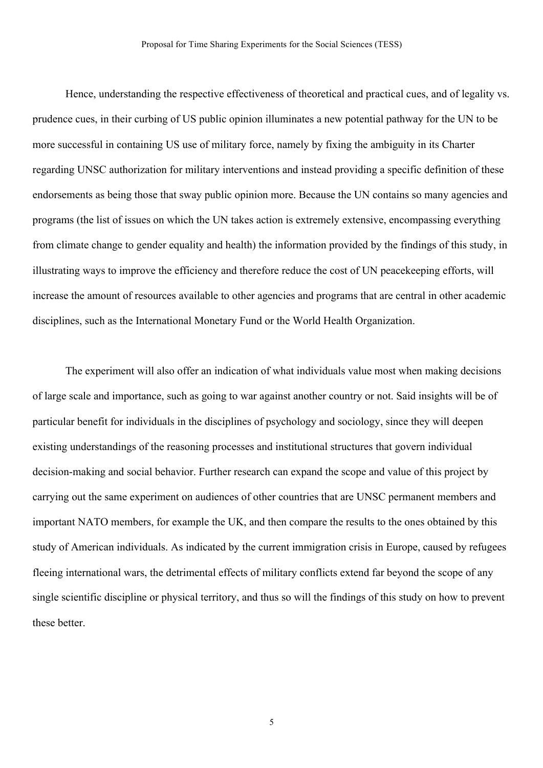Hence, understanding the respective effectiveness of theoretical and practical cues, and of legality vs. prudence cues, in their curbing of US public opinion illuminates a new potential pathway for the UN to be more successful in containing US use of military force, namely by fixing the ambiguity in its Charter regarding UNSC authorization for military interventions and instead providing a specific definition of these endorsements as being those that sway public opinion more. Because the UN contains so many agencies and programs (the list of issues on which the UN takes action is extremely extensive, encompassing everything from climate change to gender equality and health) the information provided by the findings of this study, in illustrating ways to improve the efficiency and therefore reduce the cost of UN peacekeeping efforts, will increase the amount of resources available to other agencies and programs that are central in other academic disciplines, such as the International Monetary Fund or the World Health Organization.

The experiment will also offer an indication of what individuals value most when making decisions of large scale and importance, such as going to war against another country or not. Said insights will be of particular benefit for individuals in the disciplines of psychology and sociology, since they will deepen existing understandings of the reasoning processes and institutional structures that govern individual decision-making and social behavior. Further research can expand the scope and value of this project by carrying out the same experiment on audiences of other countries that are UNSC permanent members and important NATO members, for example the UK, and then compare the results to the ones obtained by this study of American individuals. As indicated by the current immigration crisis in Europe, caused by refugees fleeing international wars, the detrimental effects of military conflicts extend far beyond the scope of any single scientific discipline or physical territory, and thus so will the findings of this study on how to prevent these better.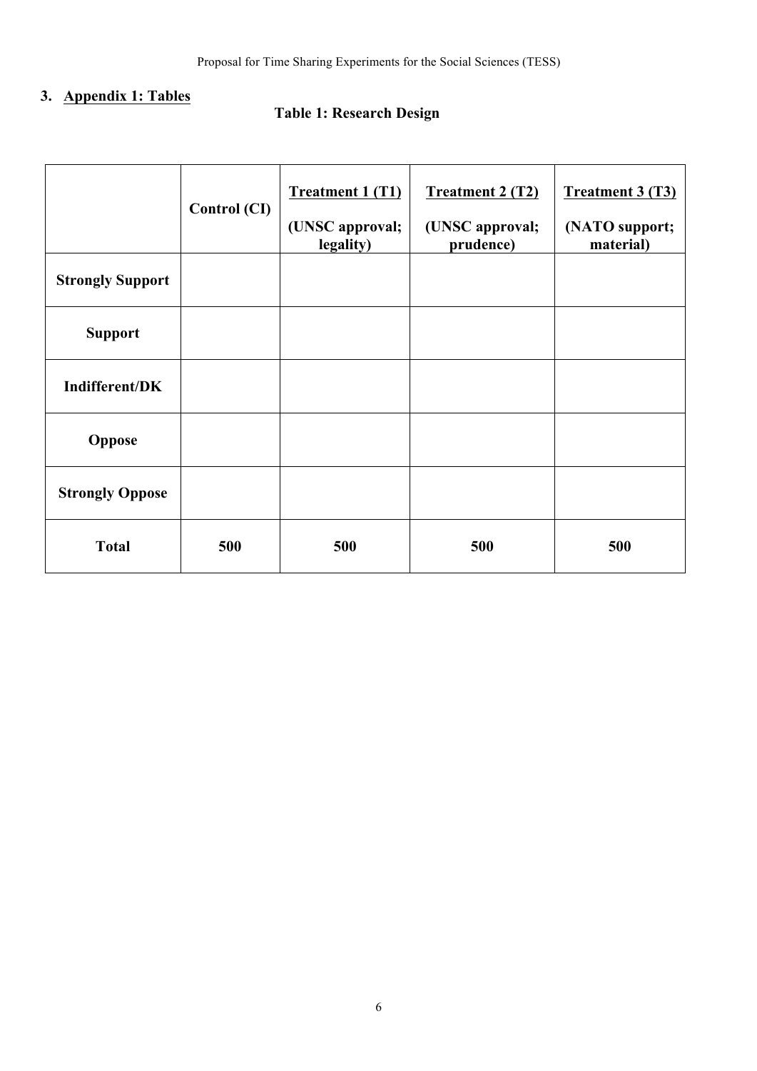## 3. Appendix 1: Tables

**Table 1: Research Design**

| | Control (CI) | Treatment 1 (T1) (UNSC approval; legality) | Treatment 2 (T2) (UNSC approval; prudence) | Treatment 3 (T3) (NATO support; material) |
|---|---|---|---|---|
| **Strongly Support** | | | | |
| **Support** | | | | |
| **Indifferent/DK** | | | | |
| **Oppose** | | | | |
| **Strongly Oppose** | | | | |
| **Total** | **500** | **500** | **500** | **500** |